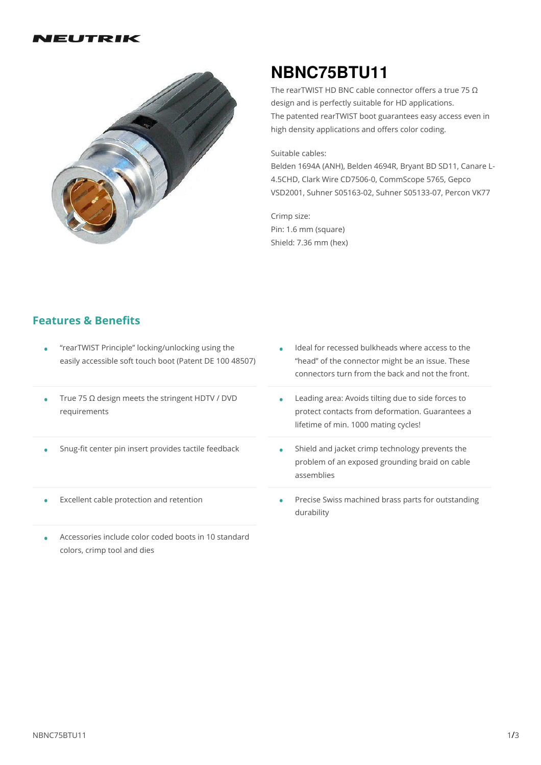NEUTRIK

# NBNC75BTU11

The rearTWIST HD BNC cable connector offers a true 75 Ω design and is perfectly suitable for HD applications.
The patented rearTWIST boot guarantees easy access even in high density applications and offers color coding.

Suitable cables:
Belden 1694A (ANH), Belden 4694R, Bryant BD SD11, Canare L-4.5CHD, Clark Wire CD7506-0, CommScope 5765, Gepco VSD2001, Suhner S05163-02, Suhner S05133-07, Percon VK77

Crimp size:
Pin: 1.6 mm (square)
Shield: 7.36 mm (hex)

## Features & Benefits

- "rearTWIST Principle" locking/unlocking using the easily accessible soft touch boot (Patent DE 100 48507)
- True 75 Ω design meets the stringent HDTV / DVD requirements
- Snug-fit center pin insert provides tactile feedback
- Excellent cable protection and retention
- Accessories include color coded boots in 10 standard colors, crimp tool and dies
- Ideal for recessed bulkheads where access to the "head" of the connector might be an issue. These connectors turn from the back and not the front.
- Leading area: Avoids tilting due to side forces to protect contacts from deformation. Guarantees a lifetime of min. 1000 mating cycles!
- Shield and jacket crimp technology prevents the problem of an exposed grounding braid on cable assemblies
- Precise Swiss machined brass parts for outstanding durability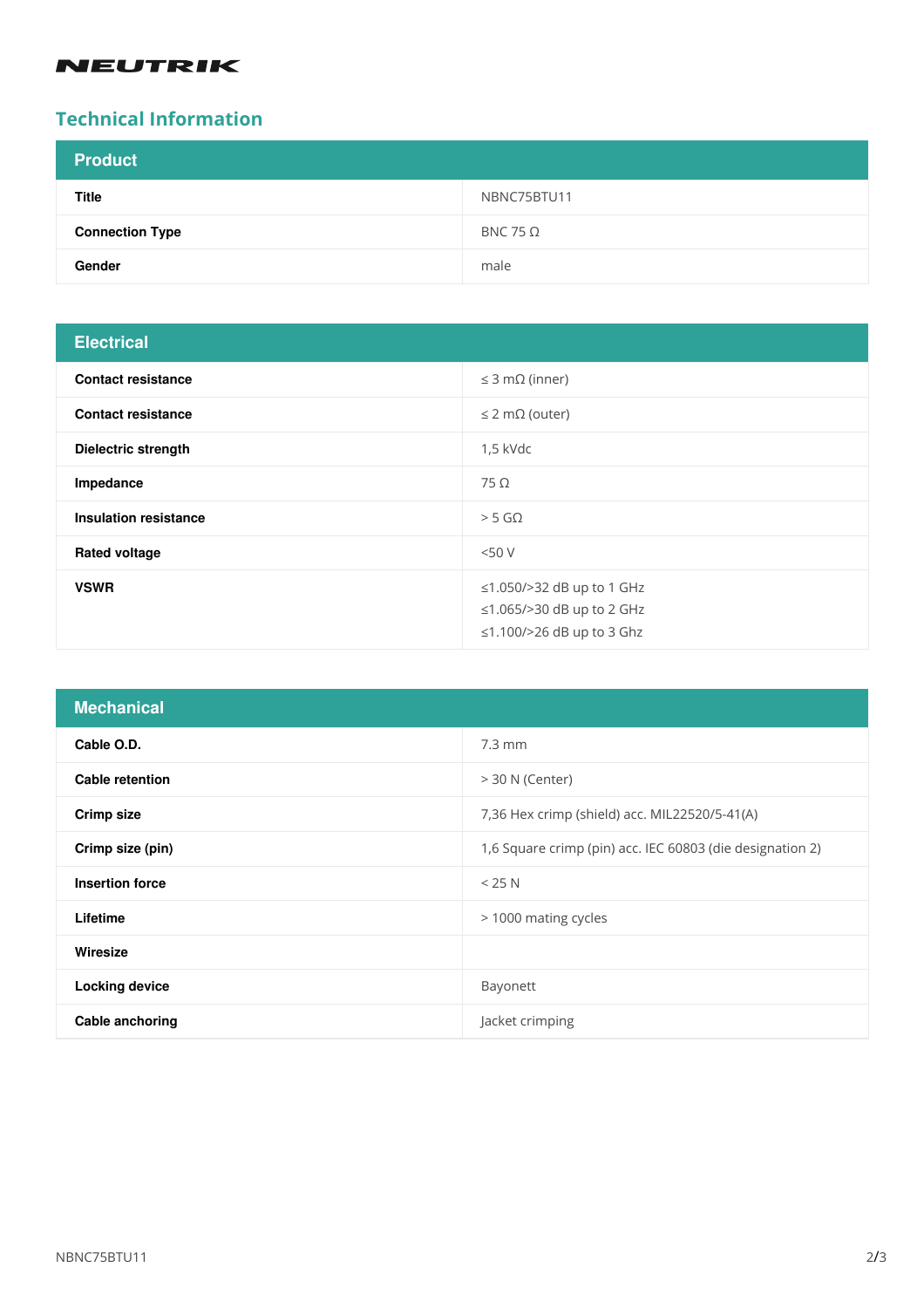NEUTRIK

## Technical Information

| Product | |
|---|---|
| **Title** | NBNC75BTU11 |
| **Connection Type** | BNC 75 Ω |
| **Gender** | male |

| Electrical | |
|---|---|
| **Contact resistance** | ≤ 3 mΩ (inner) |
| **Contact resistance** | ≤ 2 mΩ (outer) |
| **Dielectric strength** | 1,5 kVdc |
| **Impedance** | 75 Ω |
| **Insulation resistance** | > 5 GΩ |
| **Rated voltage** | <50 V |
| **VSWR** | ≤1.050/>32 dB up to 1 GHz<br>≤1.065/>30 dB up to 2 GHz<br>≤1.100/>26 dB up to 3 Ghz |

| Mechanical | |
|---|---|
| **Cable O.D.** | 7.3 mm |
| **Cable retention** | > 30 N (Center) |
| **Crimp size** | 7,36 Hex crimp (shield) acc. MIL22520/5-41(A) |
| **Crimp size (pin)** | 1,6 Square crimp (pin) acc. IEC 60803 (die designation 2) |
| **Insertion force** | < 25 N |
| **Lifetime** | > 1000 mating cycles |
| **Wiresize** | |
| **Locking device** | Bayonett |
| **Cable anchoring** | Jacket crimping |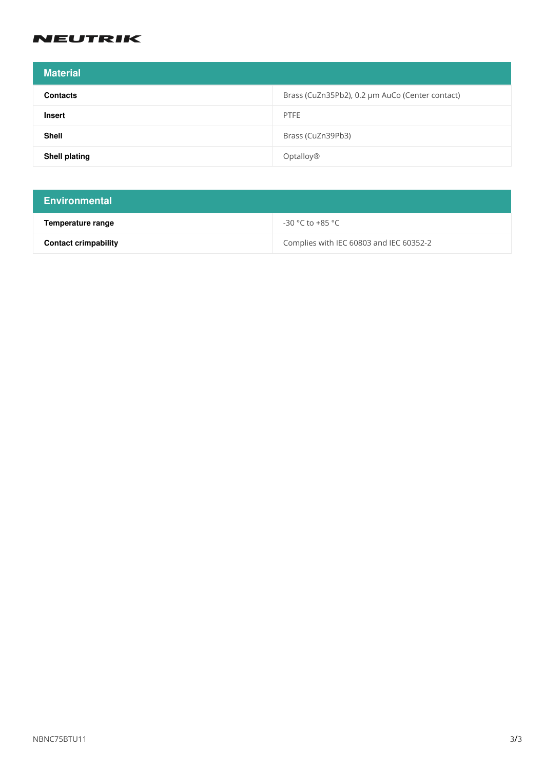## Material

| | |
|---|---|
| **Contacts** | Brass (CuZn35Pb2), 0.2 µm AuCo (Center contact) |
| **Insert** | PTFE |
| **Shell** | Brass (CuZn39Pb3) |
| **Shell plating** | Optalloy® |

## Environmental

| | |
|---|---|
| **Temperature range** | -30 °C to +85 °C |
| **Contact crimpability** | Complies with IEC 60803 and IEC 60352-2 |